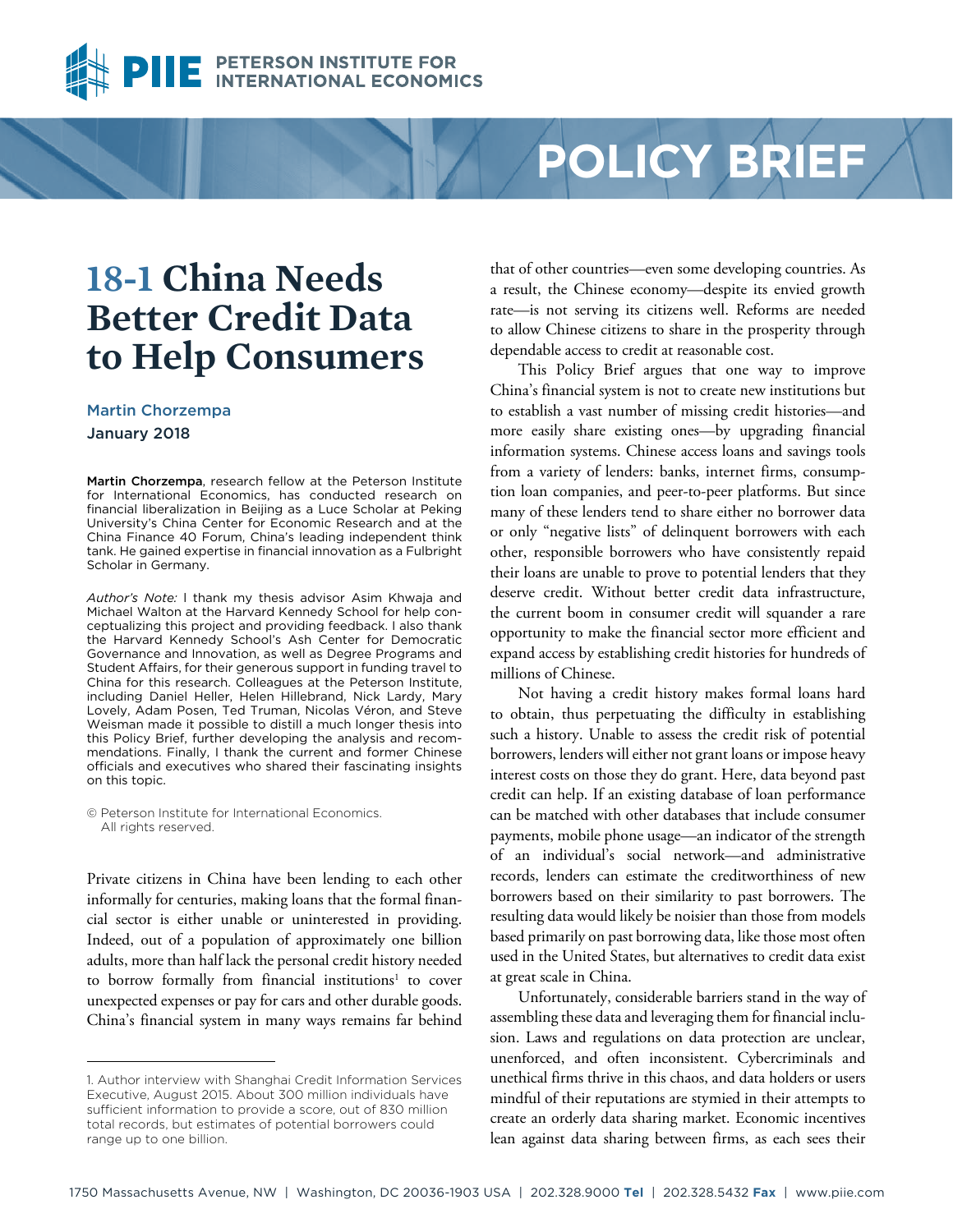POLICY BRIEF

# 18-1 China Needs Better Credit Data to Help Consumers

**Martin Chorzempa**

**January 2018**

**Martin Chorzempa**, research fellow at the Peterson Institute for International Economics, has conducted research on financial liberalization in Beijing as a Luce Scholar at Peking University's China Center for Economic Research and at the China Finance 40 Forum, China's leading independent think tank. He gained expertise in financial innovation as a Fulbright Scholar in Germany.

*Author's Note:* I thank my thesis advisor Asim Khwaja and Michael Walton at the Harvard Kennedy School for help conceptualizing this project and providing feedback. I also thank the Harvard Kennedy School's Ash Center for Democratic Governance and Innovation, as well as Degree Programs and Student Affairs, for their generous support in funding travel to China for this research. Colleagues at the Peterson Institute, including Daniel Heller, Helen Hillebrand, Nick Lardy, Mary Lovely, Adam Posen, Ted Truman, Nicolas Véron, and Steve Weisman made it possible to distill a much longer thesis into this Policy Brief, further developing the analysis and recommendations. Finally, I thank the current and former Chinese officials and executives who shared their fascinating insights on this topic.

© Peterson Institute for International Economics. All rights reserved.

Private citizens in China have been lending to each other informally for centuries, making loans that the formal financial sector is either unable or uninterested in providing. Indeed, out of a population of approximately one billion adults, more than half lack the personal credit history needed to borrow formally from financial institutions[1] to cover unexpected expenses or pay for cars and other durable goods. China's financial system in many ways remains far behind that of other countries—even some developing countries. As a result, the Chinese economy—despite its envied growth rate—is not serving its citizens well. Reforms are needed to allow Chinese citizens to share in the prosperity through dependable access to credit at reasonable cost.

This Policy Brief argues that one way to improve China's financial system is not to create new institutions but to establish a vast number of missing credit histories—and more easily share existing ones—by upgrading financial information systems. Chinese access loans and savings tools from a variety of lenders: banks, internet firms, consumption loan companies, and peer-to-peer platforms. But since many of these lenders tend to share either no borrower data or only "negative lists" of delinquent borrowers with each other, responsible borrowers who have consistently repaid their loans are unable to prove to potential lenders that they deserve credit. Without better credit data infrastructure, the current boom in consumer credit will squander a rare opportunity to make the financial sector more efficient and expand access by establishing credit histories for hundreds of millions of Chinese.

Not having a credit history makes formal loans hard to obtain, thus perpetuating the difficulty in establishing such a history. Unable to assess the credit risk of potential borrowers, lenders will either not grant loans or impose heavy interest costs on those they do grant. Here, data beyond past credit can help. If an existing database of loan performance can be matched with other databases that include consumer payments, mobile phone usage—an indicator of the strength of an individual's social network—and administrative records, lenders can estimate the creditworthiness of new borrowers based on their similarity to past borrowers. The resulting data would likely be noisier than those from models based primarily on past borrowing data, like those most often used in the United States, but alternatives to credit data exist at great scale in China.

Unfortunately, considerable barriers stand in the way of assembling these data and leveraging them for financial inclusion. Laws and regulations on data protection are unclear, unenforced, and often inconsistent. Cybercriminals and unethical firms thrive in this chaos, and data holders or users mindful of their reputations are stymied in their attempts to create an orderly data sharing market. Economic incentives lean against data sharing between firms, as each sees their

---

1. Author interview with Shanghai Credit Information Services Executive, August 2015. About 300 million individuals have sufficient information to provide a score, out of 830 million total records, but estimates of potential borrowers could range up to one billion.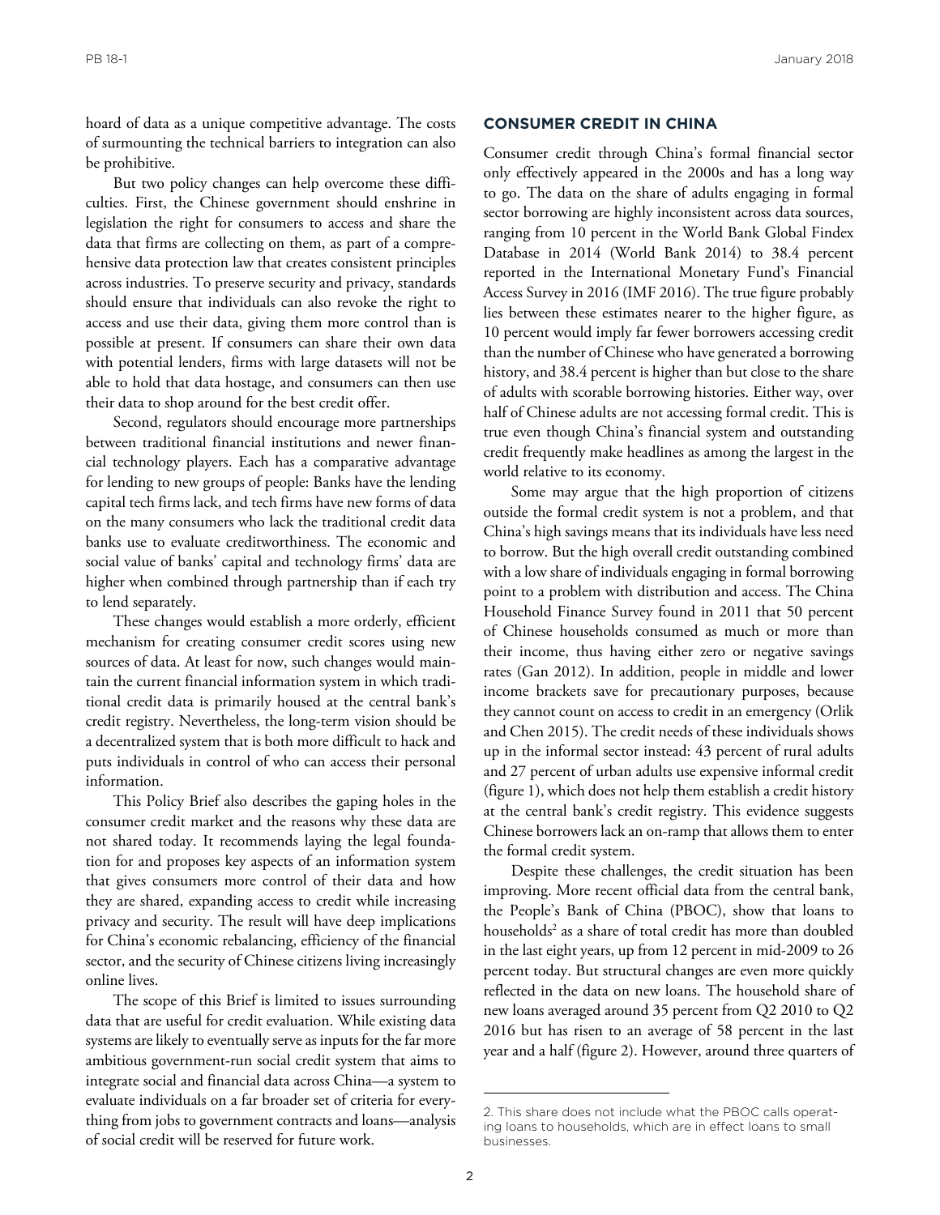hoard of data as a unique competitive advantage. The costs of surmounting the technical barriers to integration can also be prohibitive.

But two policy changes can help overcome these difficulties. First, the Chinese government should enshrine in legislation the right for consumers to access and share the data that firms are collecting on them, as part of a comprehensive data protection law that creates consistent principles across industries. To preserve security and privacy, standards should ensure that individuals can also revoke the right to access and use their data, giving them more control than is possible at present. If consumers can share their own data with potential lenders, firms with large datasets will not be able to hold that data hostage, and consumers can then use their data to shop around for the best credit offer.

Second, regulators should encourage more partnerships between traditional financial institutions and newer financial technology players. Each has a comparative advantage for lending to new groups of people: Banks have the lending capital tech firms lack, and tech firms have new forms of data on the many consumers who lack the traditional credit data banks use to evaluate creditworthiness. The economic and social value of banks' capital and technology firms' data are higher when combined through partnership than if each try to lend separately.

These changes would establish a more orderly, efficient mechanism for creating consumer credit scores using new sources of data. At least for now, such changes would maintain the current financial information system in which traditional credit data is primarily housed at the central bank's credit registry. Nevertheless, the long-term vision should be a decentralized system that is both more difficult to hack and puts individuals in control of who can access their personal information.

This Policy Brief also describes the gaping holes in the consumer credit market and the reasons why these data are not shared today. It recommends laying the legal foundation for and proposes key aspects of an information system that gives consumers more control of their data and how they are shared, expanding access to credit while increasing privacy and security. The result will have deep implications for China's economic rebalancing, efficiency of the financial sector, and the security of Chinese citizens living increasingly online lives.

The scope of this Brief is limited to issues surrounding data that are useful for credit evaluation. While existing data systems are likely to eventually serve as inputs for the far more ambitious government-run social credit system that aims to integrate social and financial data across China—a system to evaluate individuals on a far broader set of criteria for everything from jobs to government contracts and loans—analysis of social credit will be reserved for future work.

## CONSUMER CREDIT IN CHINA

Consumer credit through China's formal financial sector only effectively appeared in the 2000s and has a long way to go. The data on the share of adults engaging in formal sector borrowing are highly inconsistent across data sources, ranging from 10 percent in the World Bank Global Findex Database in 2014 (World Bank 2014) to 38.4 percent reported in the International Monetary Fund's Financial Access Survey in 2016 (IMF 2016). The true figure probably lies between these estimates nearer to the higher figure, as 10 percent would imply far fewer borrowers accessing credit than the number of Chinese who have generated a borrowing history, and 38.4 percent is higher than but close to the share of adults with scorable borrowing histories. Either way, over half of Chinese adults are not accessing formal credit. This is true even though China's financial system and outstanding credit frequently make headlines as among the largest in the world relative to its economy.

Some may argue that the high proportion of citizens outside the formal credit system is not a problem, and that China's high savings means that its individuals have less need to borrow. But the high overall credit outstanding combined with a low share of individuals engaging in formal borrowing point to a problem with distribution and access. The China Household Finance Survey found in 2011 that 50 percent of Chinese households consumed as much or more than their income, thus having either zero or negative savings rates (Gan 2012). In addition, people in middle and lower income brackets save for precautionary purposes, because they cannot count on access to credit in an emergency (Orlik and Chen 2015). The credit needs of these individuals shows up in the informal sector instead: 43 percent of rural adults and 27 percent of urban adults use expensive informal credit (figure 1), which does not help them establish a credit history at the central bank's credit registry. This evidence suggests Chinese borrowers lack an on-ramp that allows them to enter the formal credit system.

Despite these challenges, the credit situation has been improving. More recent official data from the central bank, the People's Bank of China (PBOC), show that loans to households[2] as a share of total credit has more than doubled in the last eight years, up from 12 percent in mid-2009 to 26 percent today. But structural changes are even more quickly reflected in the data on new loans. The household share of new loans averaged around 35 percent from Q2 2010 to Q2 2016 but has risen to an average of 58 percent in the last year and a half (figure 2). However, around three quarters of

2. This share does not include what the PBOC calls operating loans to households, which are in effect loans to small businesses.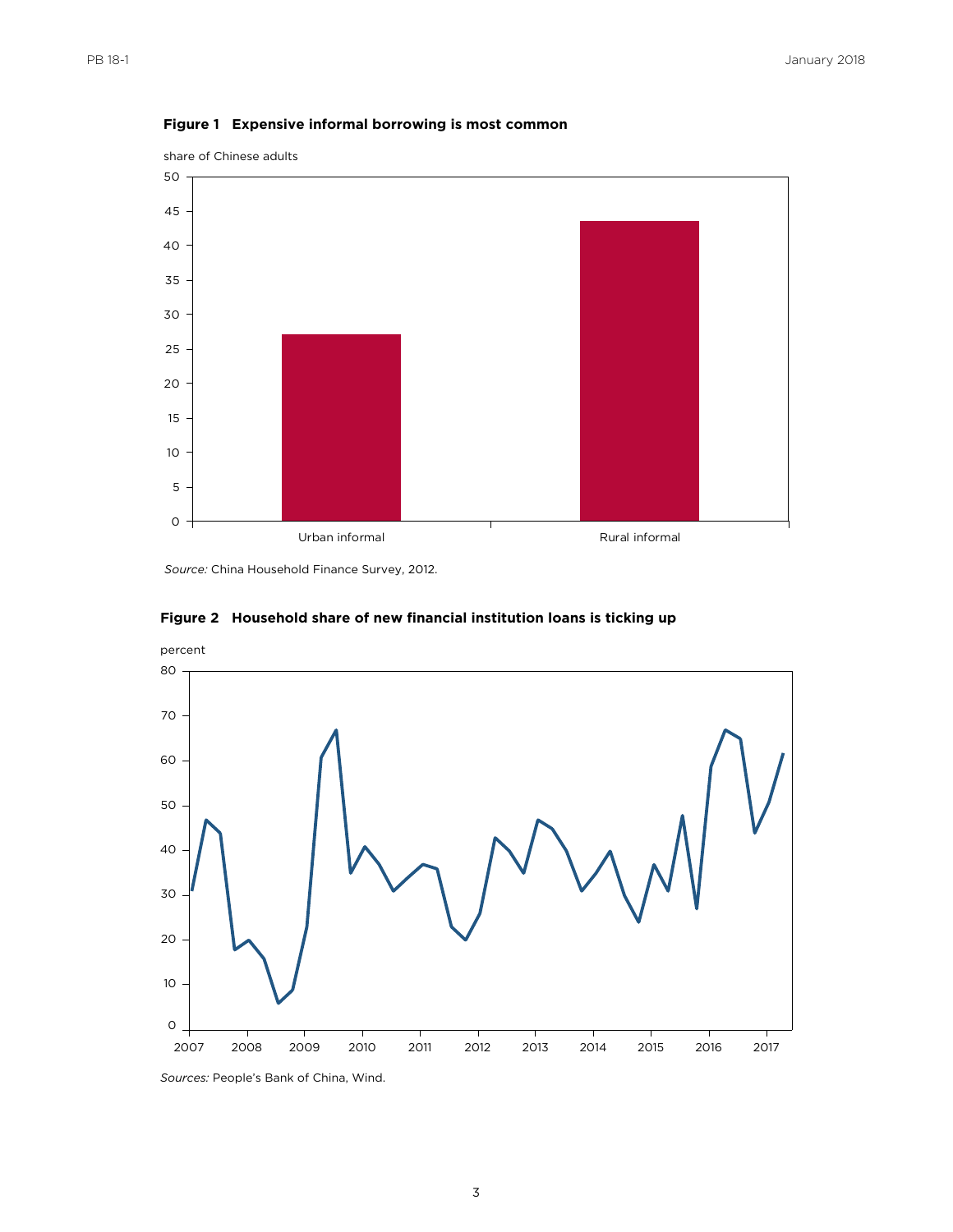**Figure 1 Expensive informal borrowing is most common**

share of Chinese adults

*Source:* China Household Finance Survey, 2012.

**Figure 2 Household share of new financial institution loans is ticking up**

percent

*Sources:* People's Bank of China, Wind.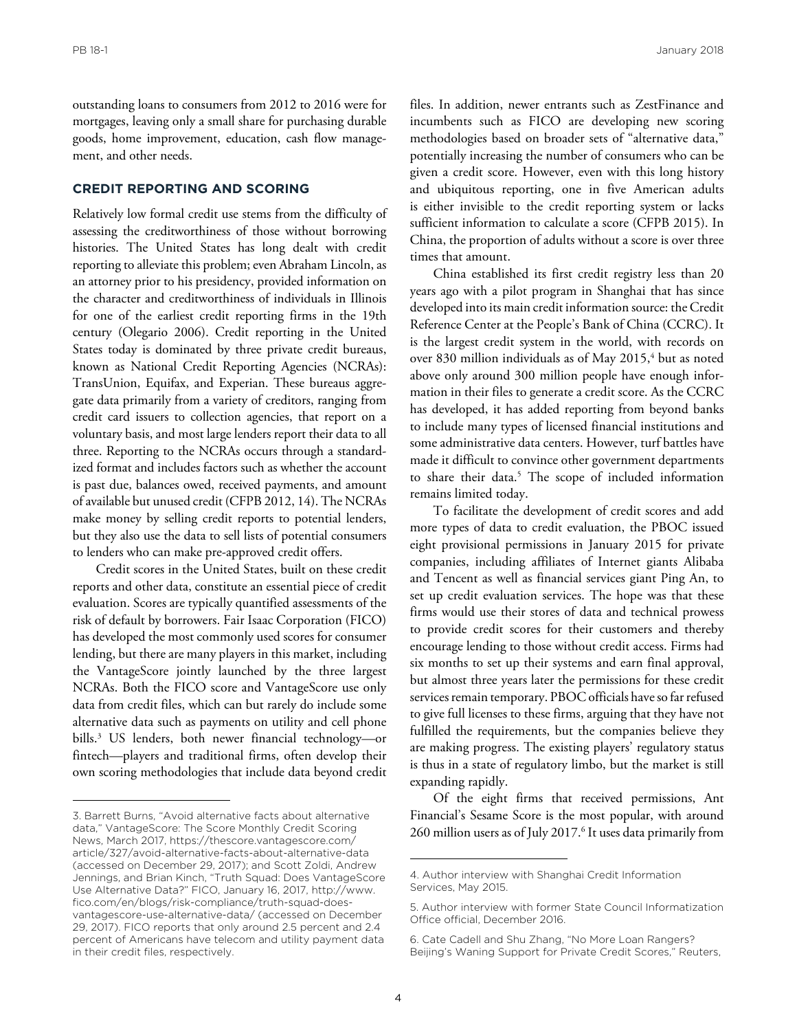outstanding loans to consumers from 2012 to 2016 were for mortgages, leaving only a small share for purchasing durable goods, home improvement, education, cash flow management, and other needs.

## CREDIT REPORTING AND SCORING

Relatively low formal credit use stems from the difficulty of assessing the creditworthiness of those without borrowing histories. The United States has long dealt with credit reporting to alleviate this problem; even Abraham Lincoln, as an attorney prior to his presidency, provided information on the character and creditworthiness of individuals in Illinois for one of the earliest credit reporting firms in the 19th century (Olegario 2006). Credit reporting in the United States today is dominated by three private credit bureaus, known as National Credit Reporting Agencies (NCRAs): TransUnion, Equifax, and Experian. These bureaus aggregate data primarily from a variety of creditors, ranging from credit card issuers to collection agencies, that report on a voluntary basis, and most large lenders report their data to all three. Reporting to the NCRAs occurs through a standardized format and includes factors such as whether the account is past due, balances owed, received payments, and amount of available but unused credit (CFPB 2012, 14). The NCRAs make money by selling credit reports to potential lenders, but they also use the data to sell lists of potential consumers to lenders who can make pre-approved credit offers.

Credit scores in the United States, built on these credit reports and other data, constitute an essential piece of credit evaluation. Scores are typically quantified assessments of the risk of default by borrowers. Fair Isaac Corporation (FICO) has developed the most commonly used scores for consumer lending, but there are many players in this market, including the VantageScore jointly launched by the three largest NCRAs. Both the FICO score and VantageScore use only data from credit files, which can but rarely do include some alternative data such as payments on utility and cell phone bills.[3] US lenders, both newer financial technology—or fintech—players and traditional firms, often develop their own scoring methodologies that include data beyond credit files. In addition, newer entrants such as ZestFinance and incumbents such as FICO are developing new scoring methodologies based on broader sets of "alternative data," potentially increasing the number of consumers who can be given a credit score. However, even with this long history and ubiquitous reporting, one in five American adults is either invisible to the credit reporting system or lacks sufficient information to calculate a score (CFPB 2015). In China, the proportion of adults without a score is over three times that amount.

China established its first credit registry less than 20 years ago with a pilot program in Shanghai that has since developed into its main credit information source: the Credit Reference Center at the People's Bank of China (CCRC). It is the largest credit system in the world, with records on over 830 million individuals as of May 2015,[4] but as noted above only around 300 million people have enough information in their files to generate a credit score. As the CCRC has developed, it has added reporting from beyond banks to include many types of licensed financial institutions and some administrative data centers. However, turf battles have made it difficult to convince other government departments to share their data.[5] The scope of included information remains limited today.

To facilitate the development of credit scores and add more types of data to credit evaluation, the PBOC issued eight provisional permissions in January 2015 for private companies, including affiliates of Internet giants Alibaba and Tencent as well as financial services giant Ping An, to set up credit evaluation services. The hope was that these firms would use their stores of data and technical prowess to provide credit scores for their customers and thereby encourage lending to those without credit access. Firms had six months to set up their systems and earn final approval, but almost three years later the permissions for these credit services remain temporary. PBOC officials have so far refused to give full licenses to these firms, arguing that they have not fulfilled the requirements, but the companies believe they are making progress. The existing players' regulatory status is thus in a state of regulatory limbo, but the market is still expanding rapidly.

Of the eight firms that received permissions, Ant Financial's Sesame Score is the most popular, with around 260 million users as of July 2017.[6] It uses data primarily from

---

3. Barrett Burns, "Avoid alternative facts about alternative data," VantageScore: The Score Monthly Credit Scoring News, March 2017, https://thescore.vantagescore.com/article/327/avoid-alternative-facts-about-alternative-data (accessed on December 29, 2017); and Scott Zoldi, Andrew Jennings, and Brian Kinch, "Truth Squad: Does VantageScore Use Alternative Data?" FICO, January 16, 2017, http://www.fico.com/en/blogs/risk-compliance/truth-squad-does-vantagescore-use-alternative-data/ (accessed on December 29, 2017). FICO reports that only around 2.5 percent and 2.4 percent of Americans have telecom and utility payment data in their credit files, respectively.

4. Author interview with Shanghai Credit Information Services, May 2015.

5. Author interview with former State Council Informatization Office official, December 2016.

6. Cate Cadell and Shu Zhang, "No More Loan Rangers? Beijing's Waning Support for Private Credit Scores," Reuters,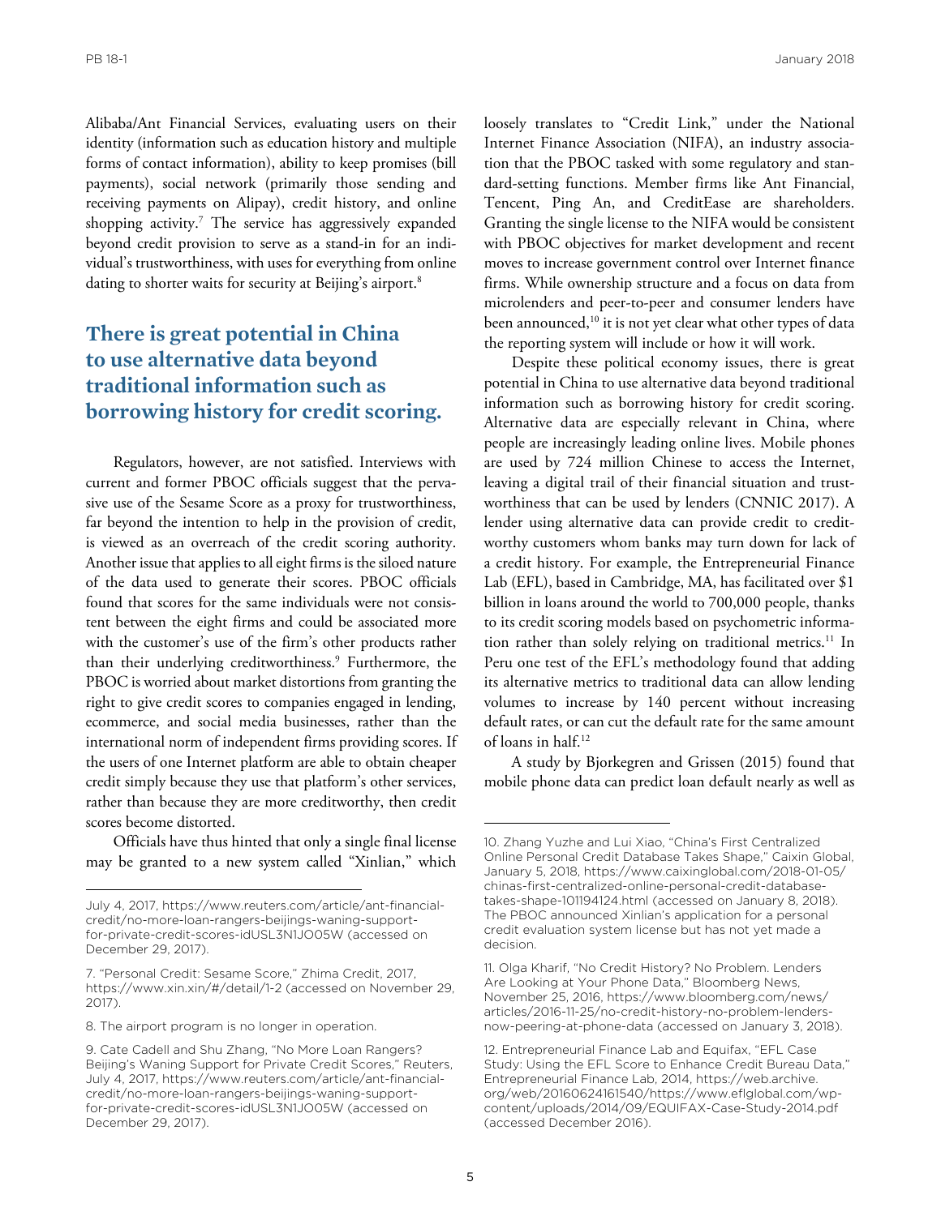Alibaba/Ant Financial Services, evaluating users on their identity (information such as education history and multiple forms of contact information), ability to keep promises (bill payments), social network (primarily those sending and receiving payments on Alipay), credit history, and online shopping activity.[7] The service has aggressively expanded beyond credit provision to serve as a stand-in for an individual's trustworthiness, with uses for everything from online dating to shorter waits for security at Beijing's airport.[8]

## There is great potential in China to use alternative data beyond traditional information such as borrowing history for credit scoring.

Regulators, however, are not satisfied. Interviews with current and former PBOC officials suggest that the pervasive use of the Sesame Score as a proxy for trustworthiness, far beyond the intention to help in the provision of credit, is viewed as an overreach of the credit scoring authority. Another issue that applies to all eight firms is the siloed nature of the data used to generate their scores. PBOC officials found that scores for the same individuals were not consistent between the eight firms and could be associated more with the customer's use of the firm's other products rather than their underlying creditworthiness.[9] Furthermore, the PBOC is worried about market distortions from granting the right to give credit scores to companies engaged in lending, ecommerce, and social media businesses, rather than the international norm of independent firms providing scores. If the users of one Internet platform are able to obtain cheaper credit simply because they use that platform's other services, rather than because they are more creditworthy, then credit scores become distorted.

Officials have thus hinted that only a single final license may be granted to a new system called "Xinlian," which loosely translates to "Credit Link," under the National Internet Finance Association (NIFA), an industry association that the PBOC tasked with some regulatory and standard-setting functions. Member firms like Ant Financial, Tencent, Ping An, and CreditEase are shareholders. Granting the single license to the NIFA would be consistent with PBOC objectives for market development and recent moves to increase government control over Internet finance firms. While ownership structure and a focus on data from microlenders and peer-to-peer and consumer lenders have been announced,[10] it is not yet clear what other types of data the reporting system will include or how it will work.

Despite these political economy issues, there is great potential in China to use alternative data beyond traditional information such as borrowing history for credit scoring. Alternative data are especially relevant in China, where people are increasingly leading online lives. Mobile phones are used by 724 million Chinese to access the Internet, leaving a digital trail of their financial situation and trustworthiness that can be used by lenders (CNNIC 2017). A lender using alternative data can provide credit to creditworthy customers whom banks may turn down for lack of a credit history. For example, the Entrepreneurial Finance Lab (EFL), based in Cambridge, MA, has facilitated over $1 billion in loans around the world to 700,000 people, thanks to its credit scoring models based on psychometric information rather than solely relying on traditional metrics.[11] In Peru one test of the EFL's methodology found that adding its alternative metrics to traditional data can allow lending volumes to increase by 140 percent without increasing default rates, or can cut the default rate for the same amount of loans in half.[12]

A study by Bjorkegren and Grissen (2015) found that mobile phone data can predict loan default nearly as well as

---

July 4, 2017, https://www.reuters.com/article/ant-financial-credit/no-more-loan-rangers-beijings-waning-support-for-private-credit-scores-idUSL3N1JO05W (accessed on December 29, 2017).

7. "Personal Credit: Sesame Score," Zhima Credit, 2017, https://www.xin.xin/#/detail/1-2 (accessed on November 29, 2017).

8. The airport program is no longer in operation.

9. Cate Cadell and Shu Zhang, "No More Loan Rangers? Beijing's Waning Support for Private Credit Scores," Reuters, July 4, 2017, https://www.reuters.com/article/ant-financial-credit/no-more-loan-rangers-beijings-waning-support-for-private-credit-scores-idUSL3N1JO05W (accessed on December 29, 2017).

10. Zhang Yuzhe and Lui Xiao, "China's First Centralized Online Personal Credit Database Takes Shape," Caixin Global, January 5, 2018, https://www.caixinglobal.com/2018-01-05/chinas-first-centralized-online-personal-credit-database-takes-shape-101194124.html (accessed on January 8, 2018). The PBOC announced Xinlian's application for a personal credit evaluation system license but has not yet made a decision.

11. Olga Kharif, "No Credit History? No Problem. Lenders Are Looking at Your Phone Data," Bloomberg News, November 25, 2016, https://www.bloomberg.com/news/articles/2016-11-25/no-credit-history-no-problem-lenders-now-peering-at-phone-data (accessed on January 3, 2018).

12. Entrepreneurial Finance Lab and Equifax, "EFL Case Study: Using the EFL Score to Enhance Credit Bureau Data," Entrepreneurial Finance Lab, 2014, https://web.archive.org/web/20160624161540/https://www.eflglobal.com/wp-content/uploads/2014/09/EQUIFAX-Case-Study-2014.pdf (accessed December 2016).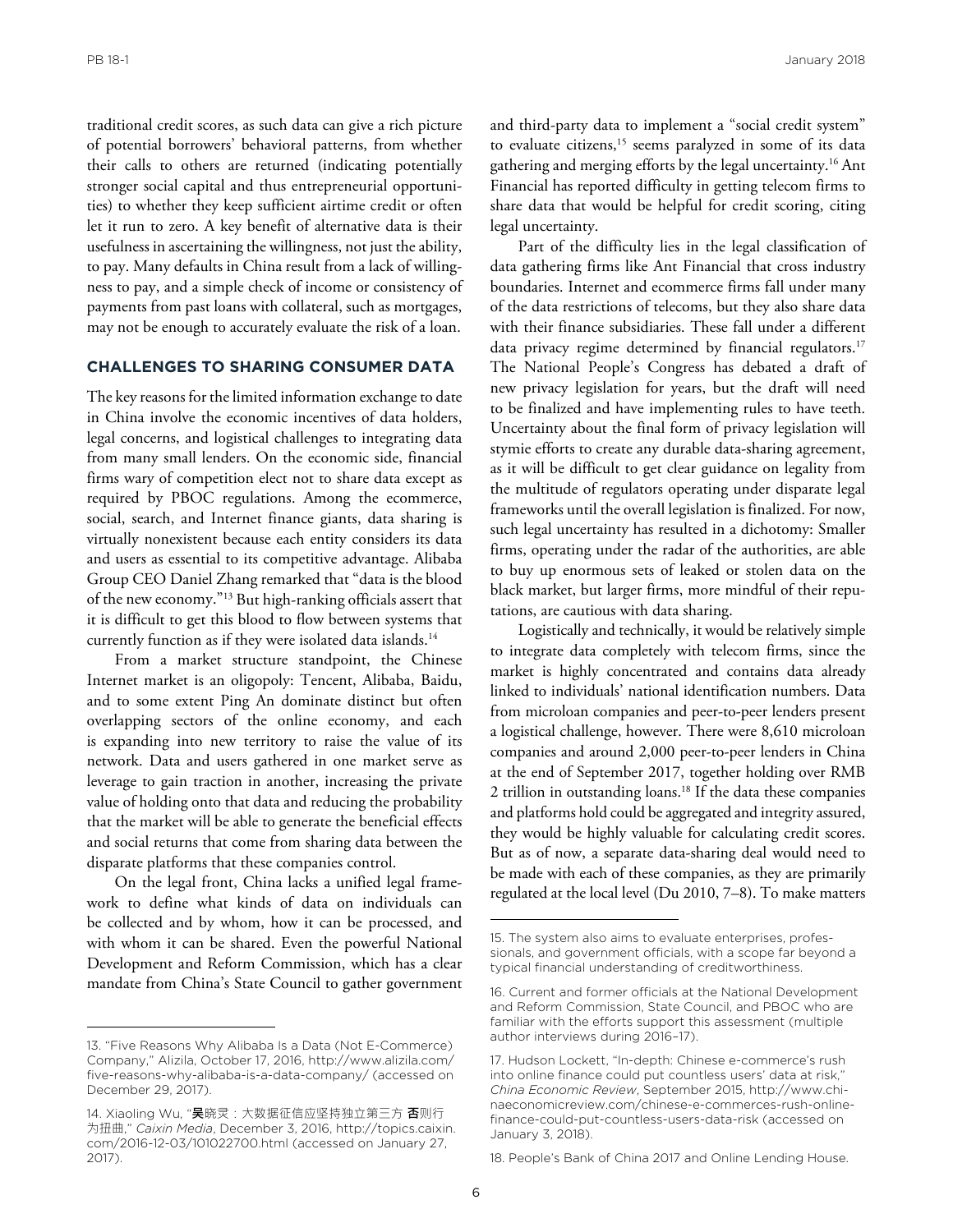traditional credit scores, as such data can give a rich picture of potential borrowers' behavioral patterns, from whether their calls to others are returned (indicating potentially stronger social capital and thus entrepreneurial opportunities) to whether they keep sufficient airtime credit or often let it run to zero. A key benefit of alternative data is their usefulness in ascertaining the willingness, not just the ability, to pay. Many defaults in China result from a lack of willingness to pay, and a simple check of income or consistency of payments from past loans with collateral, such as mortgages, may not be enough to accurately evaluate the risk of a loan.

## CHALLENGES TO SHARING CONSUMER DATA

The key reasons for the limited information exchange to date in China involve the economic incentives of data holders, legal concerns, and logistical challenges to integrating data from many small lenders. On the economic side, financial firms wary of competition elect not to share data except as required by PBOC regulations. Among the ecommerce, social, search, and Internet finance giants, data sharing is virtually nonexistent because each entity considers its data and users as essential to its competitive advantage. Alibaba Group CEO Daniel Zhang remarked that "data is the blood of the new economy."[13] But high-ranking officials assert that it is difficult to get this blood to flow between systems that currently function as if they were isolated data islands.[14]

From a market structure standpoint, the Chinese Internet market is an oligopoly: Tencent, Alibaba, Baidu, and to some extent Ping An dominate distinct but often overlapping sectors of the online economy, and each is expanding into new territory to raise the value of its network. Data and users gathered in one market serve as leverage to gain traction in another, increasing the private value of holding onto that data and reducing the probability that the market will be able to generate the beneficial effects and social returns that come from sharing data between the disparate platforms that these companies control.

On the legal front, China lacks a unified legal framework to define what kinds of data on individuals can be collected and by whom, how it can be processed, and with whom it can be shared. Even the powerful National Development and Reform Commission, which has a clear mandate from China's State Council to gather government and third-party data to implement a "social credit system" to evaluate citizens,[15] seems paralyzed in some of its data gathering and merging efforts by the legal uncertainty.[16] Ant Financial has reported difficulty in getting telecom firms to share data that would be helpful for credit scoring, citing legal uncertainty.

Part of the difficulty lies in the legal classification of data gathering firms like Ant Financial that cross industry boundaries. Internet and ecommerce firms fall under many of the data restrictions of telecoms, but they also share data with their finance subsidiaries. These fall under a different data privacy regime determined by financial regulators.[17] The National People's Congress has debated a draft of new privacy legislation for years, but the draft will need to be finalized and have implementing rules to have teeth. Uncertainty about the final form of privacy legislation will stymie efforts to create any durable data-sharing agreement, as it will be difficult to get clear guidance on legality from the multitude of regulators operating under disparate legal frameworks until the overall legislation is finalized. For now, such legal uncertainty has resulted in a dichotomy: Smaller firms, operating under the radar of the authorities, are able to buy up enormous sets of leaked or stolen data on the black market, but larger firms, more mindful of their reputations, are cautious with data sharing.

Logistically and technically, it would be relatively simple to integrate data completely with telecom firms, since the market is highly concentrated and contains data already linked to individuals' national identification numbers. Data from microloan companies and peer-to-peer lenders present a logistical challenge, however. There were 8,610 microloan companies and around 2,000 peer-to-peer lenders in China at the end of September 2017, together holding over RMB 2 trillion in outstanding loans.[18] If the data these companies and platforms hold could be aggregated and integrity assured, they would be highly valuable for calculating credit scores. But as of now, a separate data-sharing deal would need to be made with each of these companies, as they are primarily regulated at the local level (Du 2010, 7–8). To make matters

---

13. "Five Reasons Why Alibaba Is a Data (Not E-Commerce) Company," Alizila, October 17, 2016, http://www.alizila.com/five-reasons-why-alibaba-is-a-data-company/ (accessed on December 29, 2017).

14. Xiaoling Wu, "吴晓灵：大数据征信应坚持独立第三方 否则行为扭曲," *Caixin Media*, December 3, 2016, http://topics.caixin.com/2016-12-03/101022700.html (accessed on January 27, 2017).

15. The system also aims to evaluate enterprises, professionals, and government officials, with a scope far beyond a typical financial understanding of creditworthiness.

16. Current and former officials at the National Development and Reform Commission, State Council, and PBOC who are familiar with the efforts support this assessment (multiple author interviews during 2016–17).

17. Hudson Lockett, "In-depth: Chinese e-commerce's rush into online finance could put countless users' data at risk," *China Economic Review*, September 2015, http://www.chinaeconomicreview.com/chinese-e-commerces-rush-online-finance-could-put-countless-users-data-risk (accessed on January 3, 2018).

18. People's Bank of China 2017 and Online Lending House.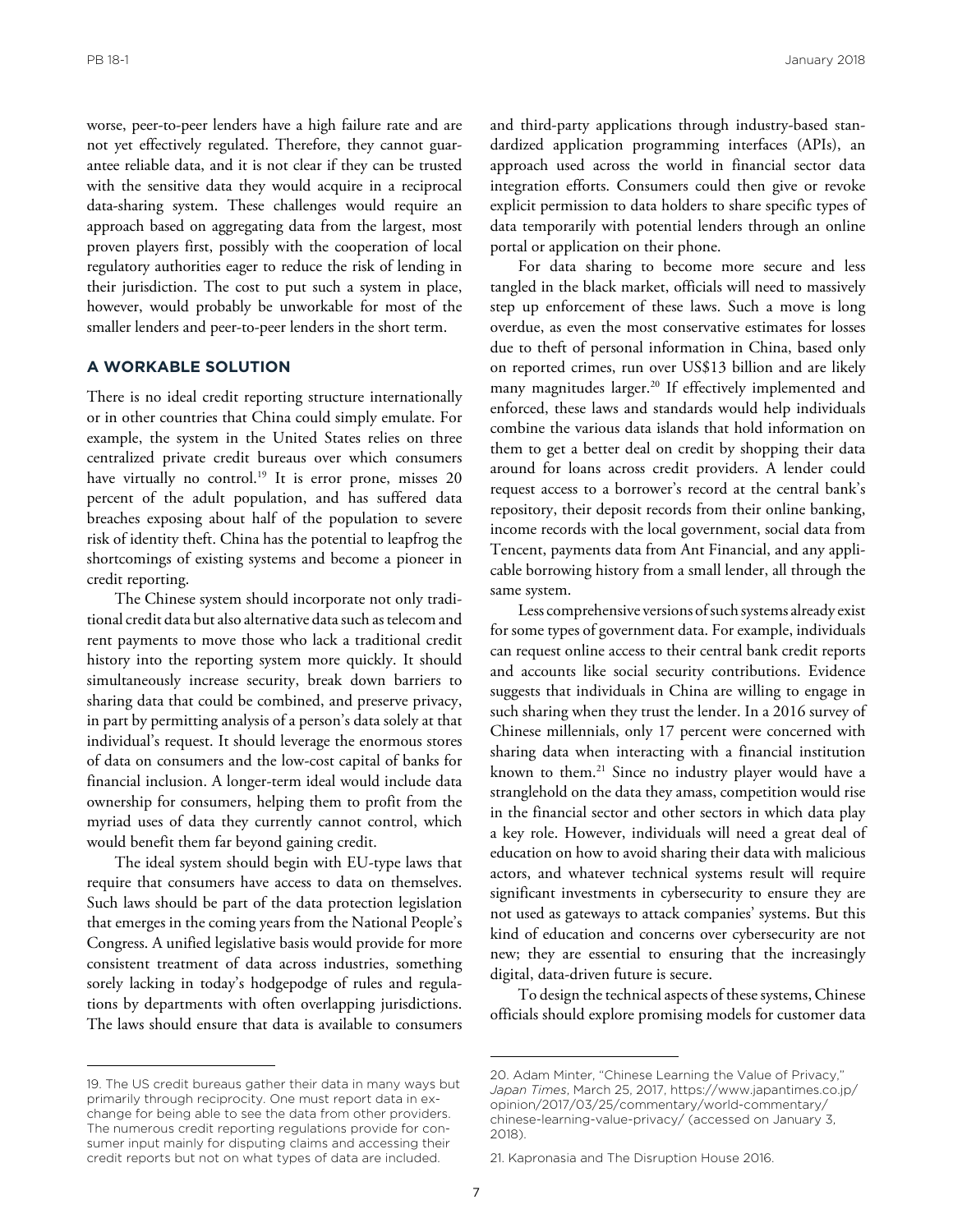worse, peer-to-peer lenders have a high failure rate and are not yet effectively regulated. Therefore, they cannot guarantee reliable data, and it is not clear if they can be trusted with the sensitive data they would acquire in a reciprocal data-sharing system. These challenges would require an approach based on aggregating data from the largest, most proven players first, possibly with the cooperation of local regulatory authorities eager to reduce the risk of lending in their jurisdiction. The cost to put such a system in place, however, would probably be unworkable for most of the smaller lenders and peer-to-peer lenders in the short term.

## A WORKABLE SOLUTION

There is no ideal credit reporting structure internationally or in other countries that China could simply emulate. For example, the system in the United States relies on three centralized private credit bureaus over which consumers have virtually no control.[19] It is error prone, misses 20 percent of the adult population, and has suffered data breaches exposing about half of the population to severe risk of identity theft. China has the potential to leapfrog the shortcomings of existing systems and become a pioneer in credit reporting.

The Chinese system should incorporate not only traditional credit data but also alternative data such as telecom and rent payments to move those who lack a traditional credit history into the reporting system more quickly. It should simultaneously increase security, break down barriers to sharing data that could be combined, and preserve privacy, in part by permitting analysis of a person's data solely at that individual's request. It should leverage the enormous stores of data on consumers and the low-cost capital of banks for financial inclusion. A longer-term ideal would include data ownership for consumers, helping them to profit from the myriad uses of data they currently cannot control, which would benefit them far beyond gaining credit.

The ideal system should begin with EU-type laws that require that consumers have access to data on themselves. Such laws should be part of the data protection legislation that emerges in the coming years from the National People's Congress. A unified legislative basis would provide for more consistent treatment of data across industries, something sorely lacking in today's hodgepodge of rules and regulations by departments with often overlapping jurisdictions. The laws should ensure that data is available to consumers and third-party applications through industry-based standardized application programming interfaces (APIs), an approach used across the world in financial sector data integration efforts. Consumers could then give or revoke explicit permission to data holders to share specific types of data temporarily with potential lenders through an online portal or application on their phone.

For data sharing to become more secure and less tangled in the black market, officials will need to massively step up enforcement of these laws. Such a move is long overdue, as even the most conservative estimates for losses due to theft of personal information in China, based only on reported crimes, run over US$13 billion and are likely many magnitudes larger.[20] If effectively implemented and enforced, these laws and standards would help individuals combine the various data islands that hold information on them to get a better deal on credit by shopping their data around for loans across credit providers. A lender could request access to a borrower's record at the central bank's repository, their deposit records from their online banking, income records with the local government, social data from Tencent, payments data from Ant Financial, and any applicable borrowing history from a small lender, all through the same system.

Less comprehensive versions of such systems already exist for some types of government data. For example, individuals can request online access to their central bank credit reports and accounts like social security contributions. Evidence suggests that individuals in China are willing to engage in such sharing when they trust the lender. In a 2016 survey of Chinese millennials, only 17 percent were concerned with sharing data when interacting with a financial institution known to them.[21] Since no industry player would have a stranglehold on the data they amass, competition would rise in the financial sector and other sectors in which data play a key role. However, individuals will need a great deal of education on how to avoid sharing their data with malicious actors, and whatever technical systems result will require significant investments in cybersecurity to ensure they are not used as gateways to attack companies' systems. But this kind of education and concerns over cybersecurity are not new; they are essential to ensuring that the increasingly digital, data-driven future is secure.

To design the technical aspects of these systems, Chinese officials should explore promising models for customer data

---

19. The US credit bureaus gather their data in many ways but primarily through reciprocity. One must report data in exchange for being able to see the data from other providers. The numerous credit reporting regulations provide for consumer input mainly for disputing claims and accessing their credit reports but not on what types of data are included.

20. Adam Minter, "Chinese Learning the Value of Privacy," *Japan Times*, March 25, 2017, https://www.japantimes.co.jp/opinion/2017/03/25/commentary/world-commentary/chinese-learning-value-privacy/ (accessed on January 3, 2018).

21. Kapronasia and The Disruption House 2016.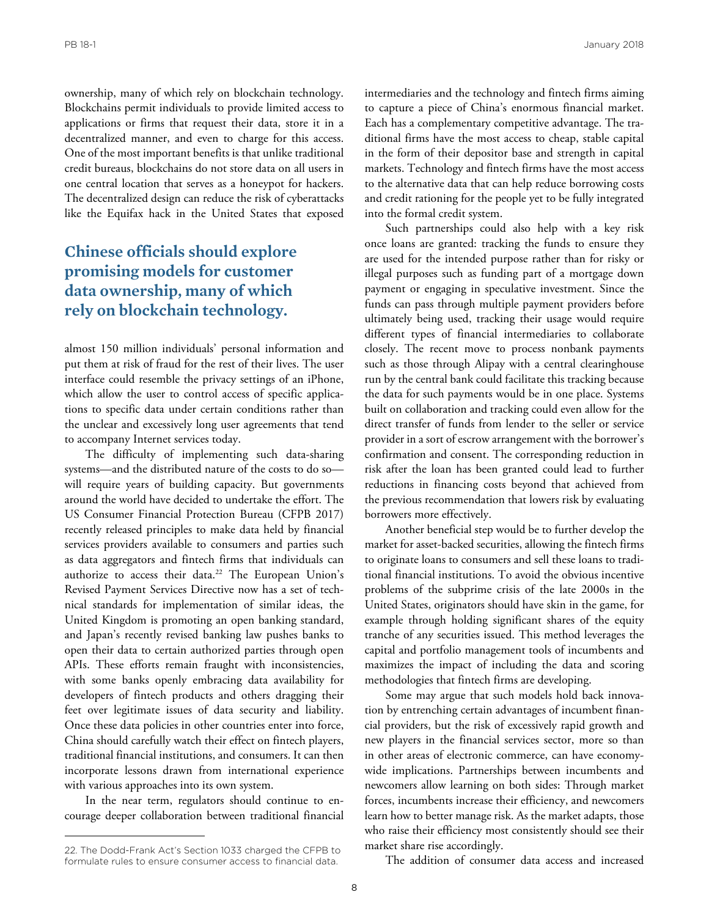ownership, many of which rely on blockchain technology. Blockchains permit individuals to provide limited access to applications or firms that request their data, store it in a decentralized manner, and even to charge for this access. One of the most important benefits is that unlike traditional credit bureaus, blockchains do not store data on all users in one central location that serves as a honeypot for hackers. The decentralized design can reduce the risk of cyberattacks like the Equifax hack in the United States that exposed almost 150 million individuals' personal information and put them at risk of fraud for the rest of their lives. The user interface could resemble the privacy settings of an iPhone, which allow the user to control access of specific applications to specific data under certain conditions rather than the unclear and excessively long user agreements that tend to accompany Internet services today.

> **Chinese officials should explore promising models for customer data ownership, many of which rely on blockchain technology.**

The difficulty of implementing such data-sharing systems—and the distributed nature of the costs to do so—will require years of building capacity. But governments around the world have decided to undertake the effort. The US Consumer Financial Protection Bureau (CFPB 2017) recently released principles to make data held by financial services providers available to consumers and parties such as data aggregators and fintech firms that individuals can authorize to access their data.[22] The European Union's Revised Payment Services Directive now has a set of technical standards for implementation of similar ideas, the United Kingdom is promoting an open banking standard, and Japan's recently revised banking law pushes banks to open their data to certain authorized parties through open APIs. These efforts remain fraught with inconsistencies, with some banks openly embracing data availability for developers of fintech products and others dragging their feet over legitimate issues of data security and liability. Once these data policies in other countries enter into force, China should carefully watch their effect on fintech players, traditional financial institutions, and consumers. It can then incorporate lessons drawn from international experience with various approaches into its own system.

In the near term, regulators should continue to encourage deeper collaboration between traditional financial intermediaries and the technology and fintech firms aiming to capture a piece of China's enormous financial market. Each has a complementary competitive advantage. The traditional firms have the most access to cheap, stable capital in the form of their depositor base and strength in capital markets. Technology and fintech firms have the most access to the alternative data that can help reduce borrowing costs and credit rationing for the people yet to be fully integrated into the formal credit system.

Such partnerships could also help with a key risk once loans are granted: tracking the funds to ensure they are used for the intended purpose rather than for risky or illegal purposes such as funding part of a mortgage down payment or engaging in speculative investment. Since the funds can pass through multiple payment providers before ultimately being used, tracking their usage would require different types of financial intermediaries to collaborate closely. The recent move to process nonbank payments such as those through Alipay with a central clearinghouse run by the central bank could facilitate this tracking because the data for such payments would be in one place. Systems built on collaboration and tracking could even allow for the direct transfer of funds from lender to the seller or service provider in a sort of escrow arrangement with the borrower's confirmation and consent. The corresponding reduction in risk after the loan has been granted could lead to further reductions in financing costs beyond that achieved from the previous recommendation that lowers risk by evaluating borrowers more effectively.

Another beneficial step would be to further develop the market for asset-backed securities, allowing the fintech firms to originate loans to consumers and sell these loans to traditional financial institutions. To avoid the obvious incentive problems of the subprime crisis of the late 2000s in the United States, originators should have skin in the game, for example through holding significant shares of the equity tranche of any securities issued. This method leverages the capital and portfolio management tools of incumbents and maximizes the impact of including the data and scoring methodologies that fintech firms are developing.

Some may argue that such models hold back innovation by entrenching certain advantages of incumbent financial providers, but the risk of excessively rapid growth and new players in the financial services sector, more so than in other areas of electronic commerce, can have economy-wide implications. Partnerships between incumbents and newcomers allow learning on both sides: Through market forces, incumbents increase their efficiency, and newcomers learn how to better manage risk. As the market adapts, those who raise their efficiency most consistently should see their market share rise accordingly.

The addition of consumer data access and increased

---

22. The Dodd-Frank Act's Section 1033 charged the CFPB to formulate rules to ensure consumer access to financial data.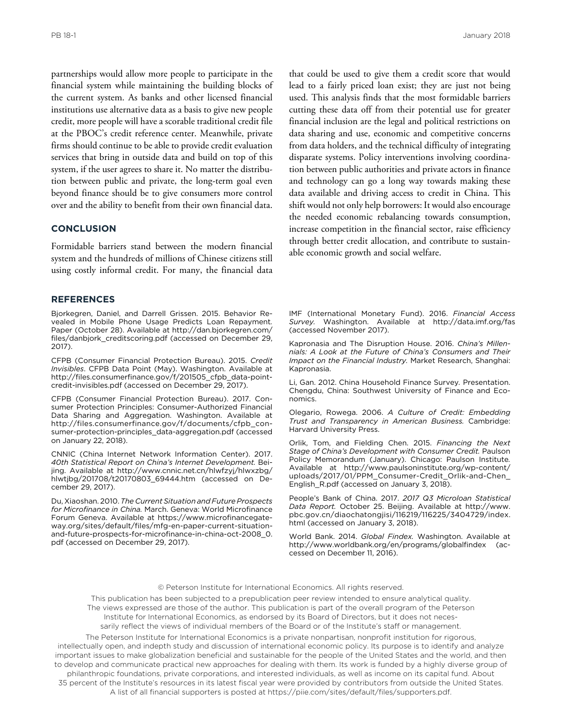partnerships would allow more people to participate in the financial system while maintaining the building blocks of the current system. As banks and other licensed financial institutions use alternative data as a basis to give new people credit, more people will have a scorable traditional credit file at the PBOC's credit reference center. Meanwhile, private firms should continue to be able to provide credit evaluation services that bring in outside data and build on top of this system, if the user agrees to share it. No matter the distribution between public and private, the long-term goal even beyond finance should be to give consumers more control over and the ability to benefit from their own financial data.

## CONCLUSION

Formidable barriers stand between the modern financial system and the hundreds of millions of Chinese citizens still using costly informal credit. For many, the financial data that could be used to give them a credit score that would lead to a fairly priced loan exist; they are just not being used. This analysis finds that the most formidable barriers cutting these data off from their potential use for greater financial inclusion are the legal and political restrictions on data sharing and use, economic and competitive concerns from data holders, and the technical difficulty of integrating disparate systems. Policy interventions involving coordination between public authorities and private actors in finance and technology can go a long way towards making these data available and driving access to credit in China. This shift would not only help borrowers: It would also encourage the needed economic rebalancing towards consumption, increase competition in the financial sector, raise efficiency through better credit allocation, and contribute to sustainable economic growth and social welfare.

## REFERENCES

Bjorkegren, Daniel, and Darrell Grissen. 2015. Behavior Revealed in Mobile Phone Usage Predicts Loan Repayment. Paper (October 28). Available at http://dan.bjorkegren.com/files/danbjork_creditscoring.pdf (accessed on December 29, 2017).

CFPB (Consumer Financial Protection Bureau). 2015. *Credit Invisibles*. CFPB Data Point (May). Washington. Available at http://files.consumerfinance.gov/f/201505_cfpb_data-point-credit-invisibles.pdf (accessed on December 29, 2017).

CFPB (Consumer Financial Protection Bureau). 2017. Consumer Protection Principles: Consumer-Authorized Financial Data Sharing and Aggregation. Washington. Available at http://files.consumerfinance.gov/f/documents/cfpb_consumer-protection-principles_data-aggregation.pdf (accessed on January 22, 2018).

CNNIC (China Internet Network Information Center). 2017. *40th Statistical Report on China's Internet Development*. Beijing. Available at http://www.cnnic.net.cn/hlwfzyj/hlwxzbg/hlwtjbg/201708/t20170803_69444.htm (accessed on December 29, 2017).

Du, Xiaoshan. 2010. *The Current Situation and Future Prospects for Microfinance in China*. March. Geneva: World Microfinance Forum Geneva. Available at https://www.microfinancegateway.org/sites/default/files/mfg-en-paper-current-situation-and-future-prospects-for-microfinance-in-china-oct-2008_0.pdf (accessed on December 29, 2017).

IMF (International Monetary Fund). 2016. *Financial Access Survey*. Washington. Available at http://data.imf.org/fas (accessed November 2017).

Kapronasia and The Disruption House. 2016. *China's Millennials: A Look at the Future of China's Consumers and Their Impact on the Financial Industry*. Market Research, Shanghai: Kapronasia.

Li, Gan. 2012. China Household Finance Survey. Presentation. Chengdu, China: Southwest University of Finance and Economics.

Olegario, Rowega. 2006. *A Culture of Credit: Embedding Trust and Transparency in American Business*. Cambridge: Harvard University Press.

Orlik, Tom, and Fielding Chen. 2015. *Financing the Next Stage of China's Development with Consumer Credit*. Paulson Policy Memorandum (January). Chicago: Paulson Institute. Available at http://www.paulsoninstitute.org/wp-content/uploads/2017/01/PPM_Consumer-Credit_Orlik-and-Chen_English_R.pdf (accessed on January 3, 2018).

People's Bank of China. 2017. *2017 Q3 Microloan Statistical Data Report*. October 25. Beijing. Available at http://www.pbc.gov.cn/diaochatongjisi/116219/116225/3404729/index.html (accessed on January 3, 2018).

World Bank. 2014. *Global Findex*. Washington. Available at http://www.worldbank.org/en/programs/globalfindex (accessed on December 11, 2016).

© Peterson Institute for International Economics. All rights reserved.

This publication has been subjected to a prepublication peer review intended to ensure analytical quality. The views expressed are those of the author. This publication is part of the overall program of the Peterson Institute for International Economics, as endorsed by its Board of Directors, but it does not necessarily reflect the views of individual members of the Board or of the Institute's staff or management.

The Peterson Institute for International Economics is a private nonpartisan, nonprofit institution for rigorous, intellectually open, and indepth study and discussion of international economic policy. Its purpose is to identify and analyze important issues to make globalization beneficial and sustainable for the people of the United States and the world, and then to develop and communicate practical new approaches for dealing with them. Its work is funded by a highly diverse group of philanthropic foundations, private corporations, and interested individuals, as well as income on its capital fund. About 35 percent of the Institute's resources in its latest fiscal year were provided by contributors from outside the United States. A list of all financial supporters is posted at https://piie.com/sites/default/files/supporters.pdf.